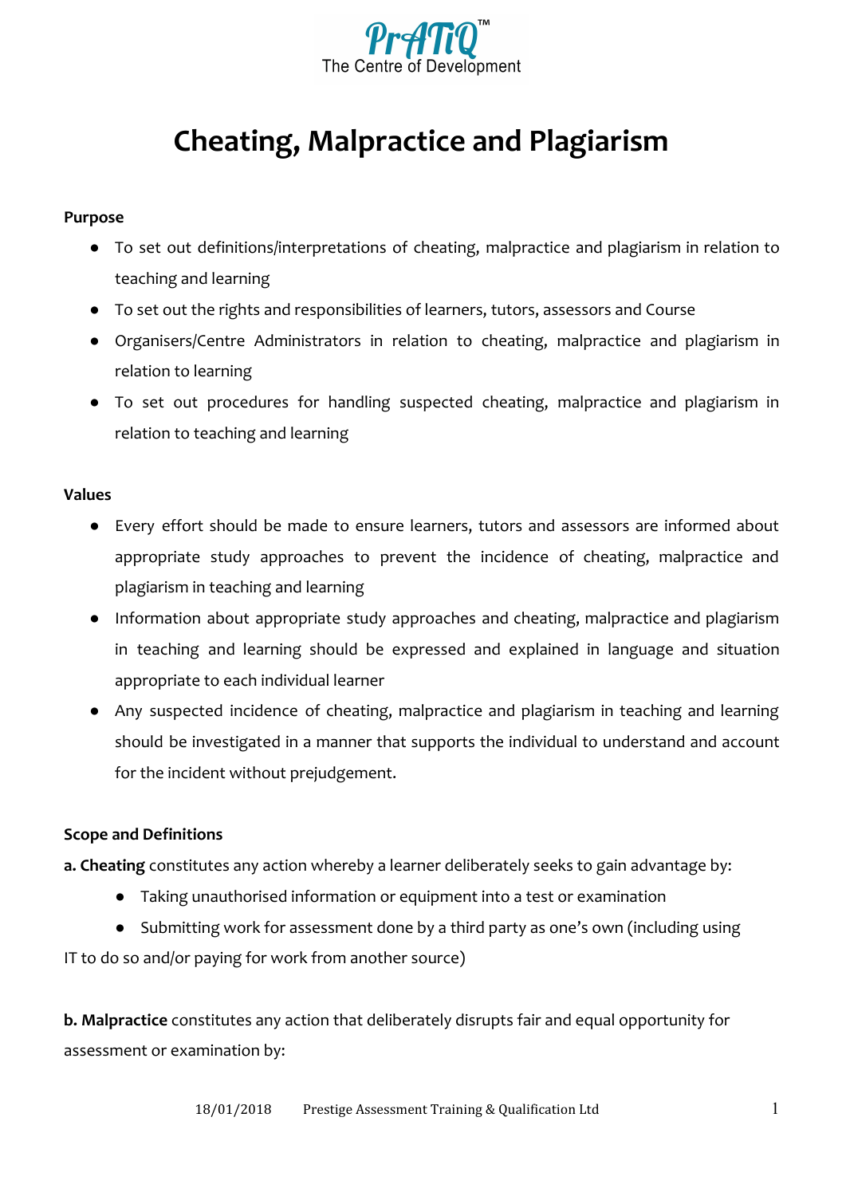PrATiQ™
The Centre of Development

# Cheating, Malpractice and Plagiarism

**Purpose**

- To set out definitions/interpretations of cheating, malpractice and plagiarism in relation to teaching and learning
- To set out the rights and responsibilities of learners, tutors, assessors and Course
- Organisers/Centre Administrators in relation to cheating, malpractice and plagiarism in relation to learning
- To set out procedures for handling suspected cheating, malpractice and plagiarism in relation to teaching and learning

**Values**

- Every effort should be made to ensure learners, tutors and assessors are informed about appropriate study approaches to prevent the incidence of cheating, malpractice and plagiarism in teaching and learning
- Information about appropriate study approaches and cheating, malpractice and plagiarism in teaching and learning should be expressed and explained in language and situation appropriate to each individual learner
- Any suspected incidence of cheating, malpractice and plagiarism in teaching and learning should be investigated in a manner that supports the individual to understand and account for the incident without prejudgement.

**Scope and Definitions**

**a. Cheating** constitutes any action whereby a learner deliberately seeks to gain advantage by:

- Taking unauthorised information or equipment into a test or examination
- Submitting work for assessment done by a third party as one's own (including using IT to do so and/or paying for work from another source)

**b. Malpractice** constitutes any action that deliberately disrupts fair and equal opportunity for assessment or examination by: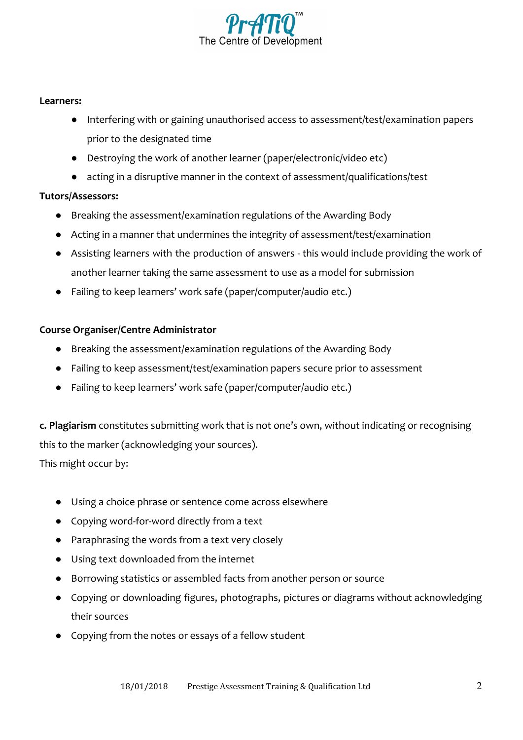**Learners:**

- Interfering with or gaining unauthorised access to assessment/test/examination papers prior to the designated time
- Destroying the work of another learner (paper/electronic/video etc)
- acting in a disruptive manner in the context of assessment/qualifications/test

**Tutors/Assessors:**

- Breaking the assessment/examination regulations of the Awarding Body
- Acting in a manner that undermines the integrity of assessment/test/examination
- Assisting learners with the production of answers - this would include providing the work of another learner taking the same assessment to use as a model for submission
- Failing to keep learners' work safe (paper/computer/audio etc.)

**Course Organiser/Centre Administrator**

- Breaking the assessment/examination regulations of the Awarding Body
- Failing to keep assessment/test/examination papers secure prior to assessment
- Failing to keep learners' work safe (paper/computer/audio etc.)

**c. Plagiarism** constitutes submitting work that is not one's own, without indicating or recognising this to the marker (acknowledging your sources).
This might occur by:

- Using a choice phrase or sentence come across elsewhere
- Copying word-for-word directly from a text
- Paraphrasing the words from a text very closely
- Using text downloaded from the internet
- Borrowing statistics or assembled facts from another person or source
- Copying or downloading figures, photographs, pictures or diagrams without acknowledging their sources
- Copying from the notes or essays of a fellow student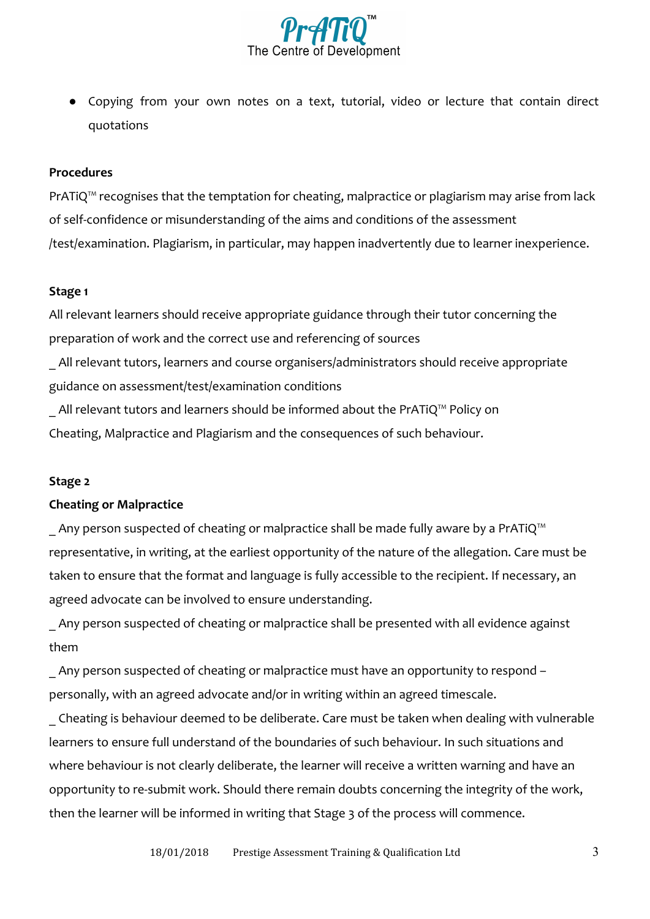- Copying from your own notes on a text, tutorial, video or lecture that contain direct quotations

**Procedures**

PrATiQ™ recognises that the temptation for cheating, malpractice or plagiarism may arise from lack of self-confidence or misunderstanding of the aims and conditions of the assessment /test/examination. Plagiarism, in particular, may happen inadvertently due to learner inexperience.

**Stage 1**

All relevant learners should receive appropriate guidance through their tutor concerning the preparation of work and the correct use and referencing of sources

_ All relevant tutors, learners and course organisers/administrators should receive appropriate guidance on assessment/test/examination conditions

_ All relevant tutors and learners should be informed about the PrATiQ™ Policy on Cheating, Malpractice and Plagiarism and the consequences of such behaviour.

**Stage 2**

**Cheating or Malpractice**

_ Any person suspected of cheating or malpractice shall be made fully aware by a PrATiQ™ representative, in writing, at the earliest opportunity of the nature of the allegation. Care must be taken to ensure that the format and language is fully accessible to the recipient. If necessary, an agreed advocate can be involved to ensure understanding.

_ Any person suspected of cheating or malpractice shall be presented with all evidence against them

_ Any person suspected of cheating or malpractice must have an opportunity to respond – personally, with an agreed advocate and/or in writing within an agreed timescale.

_ Cheating is behaviour deemed to be deliberate. Care must be taken when dealing with vulnerable learners to ensure full understand of the boundaries of such behaviour. In such situations and where behaviour is not clearly deliberate, the learner will receive a written warning and have an opportunity to re-submit work. Should there remain doubts concerning the integrity of the work, then the learner will be informed in writing that Stage 3 of the process will commence.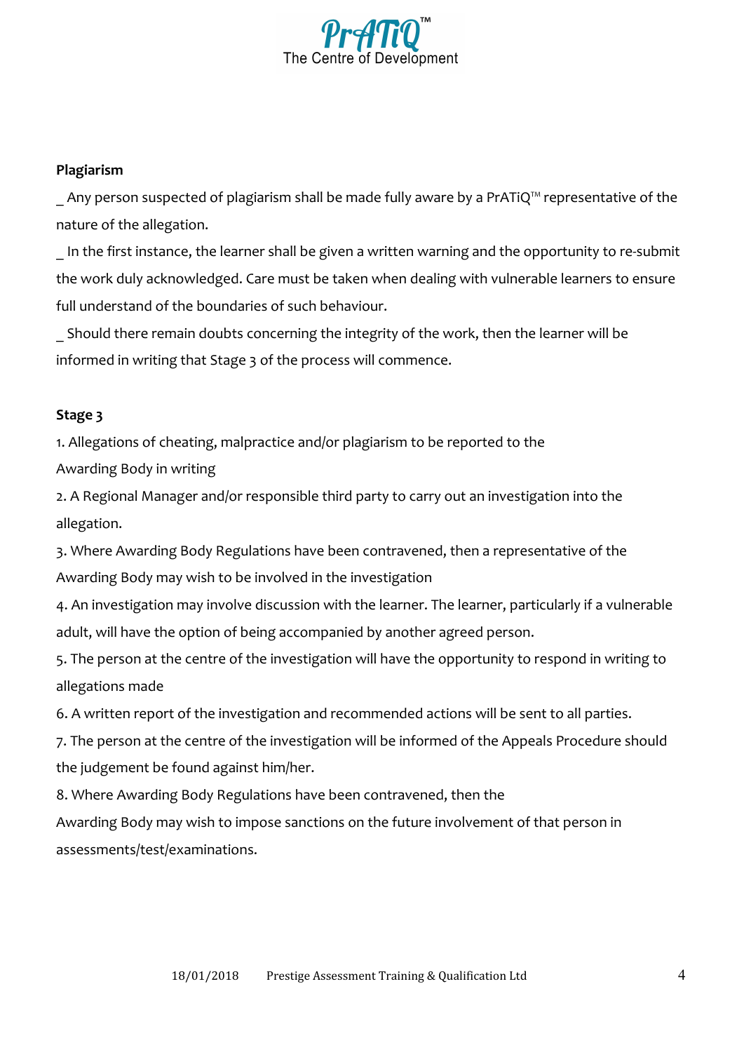**Plagiarism**

_ Any person suspected of plagiarism shall be made fully aware by a PrATiQ™ representative of the nature of the allegation.

_ In the first instance, the learner shall be given a written warning and the opportunity to re-submit the work duly acknowledged. Care must be taken when dealing with vulnerable learners to ensure full understand of the boundaries of such behaviour.

_ Should there remain doubts concerning the integrity of the work, then the learner will be informed in writing that Stage 3 of the process will commence.

**Stage 3**

1. Allegations of cheating, malpractice and/or plagiarism to be reported to the Awarding Body in writing
2. A Regional Manager and/or responsible third party to carry out an investigation into the allegation.
3. Where Awarding Body Regulations have been contravened, then a representative of the Awarding Body may wish to be involved in the investigation
4. An investigation may involve discussion with the learner. The learner, particularly if a vulnerable adult, will have the option of being accompanied by another agreed person.
5. The person at the centre of the investigation will have the opportunity to respond in writing to allegations made
6. A written report of the investigation and recommended actions will be sent to all parties.
7. The person at the centre of the investigation will be informed of the Appeals Procedure should the judgement be found against him/her.
8. Where Awarding Body Regulations have been contravened, then the Awarding Body may wish to impose sanctions on the future involvement of that person in assessments/test/examinations.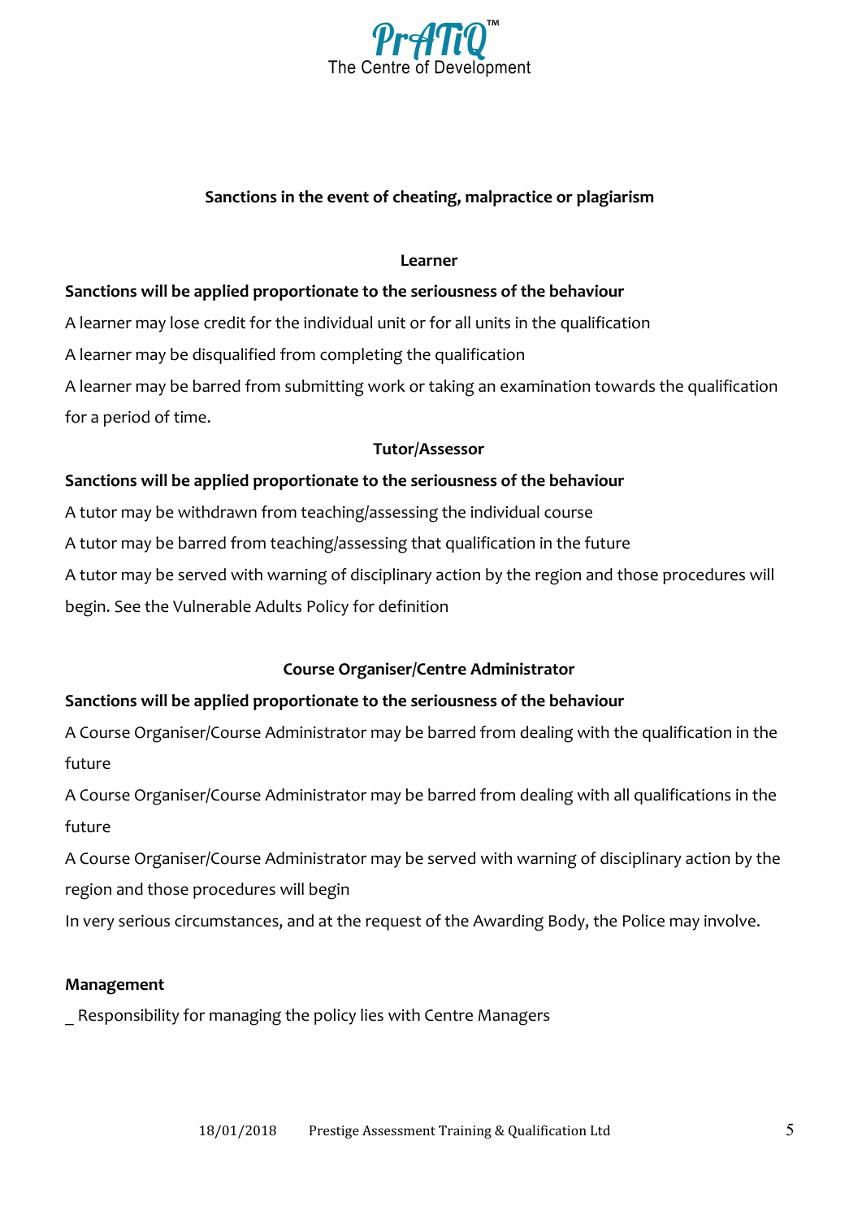## Sanctions in the event of cheating, malpractice or plagiarism

### Learner

**Sanctions will be applied proportionate to the seriousness of the behaviour**

A learner may lose credit for the individual unit or for all units in the qualification

A learner may be disqualified from completing the qualification

A learner may be barred from submitting work or taking an examination towards the qualification for a period of time.

### Tutor/Assessor

**Sanctions will be applied proportionate to the seriousness of the behaviour**

A tutor may be withdrawn from teaching/assessing the individual course

A tutor may be barred from teaching/assessing that qualification in the future

A tutor may be served with warning of disciplinary action by the region and those procedures will begin. See the Vulnerable Adults Policy for definition

### Course Organiser/Centre Administrator

**Sanctions will be applied proportionate to the seriousness of the behaviour**

A Course Organiser/Course Administrator may be barred from dealing with the qualification in the future

A Course Organiser/Course Administrator may be barred from dealing with all qualifications in the future

A Course Organiser/Course Administrator may be served with warning of disciplinary action by the region and those procedures will begin

In very serious circumstances, and at the request of the Awarding Body, the Police may involve.

**Management**

_ Responsibility for managing the policy lies with Centre Managers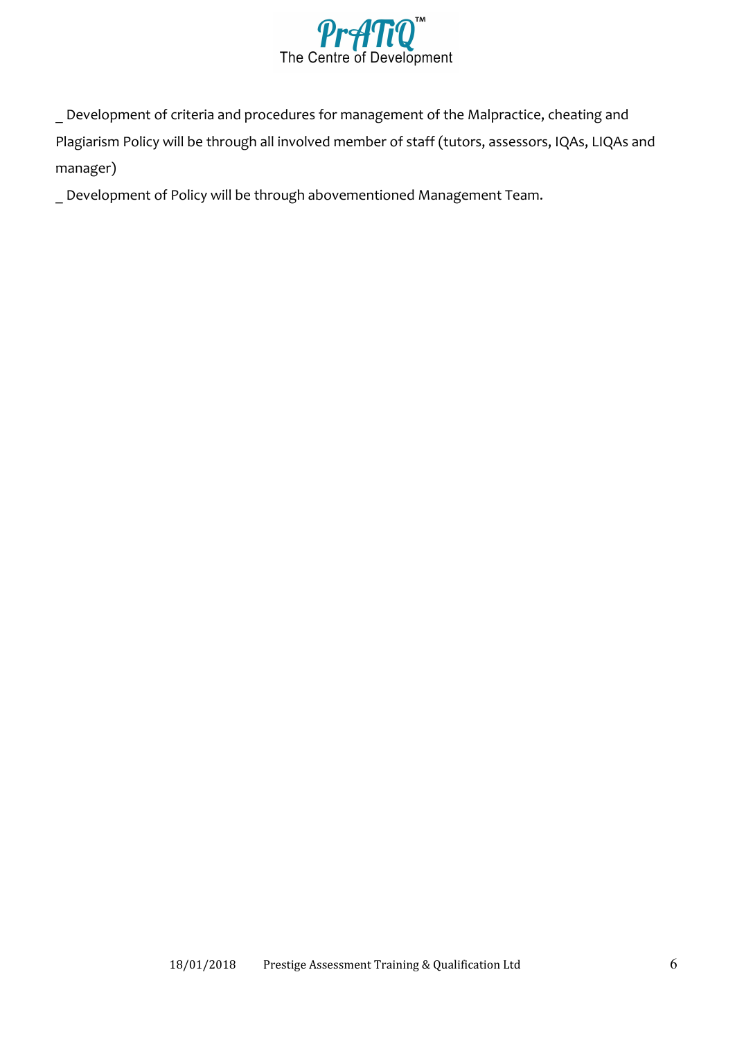_ Development of criteria and procedures for management of the Malpractice, cheating and Plagiarism Policy will be through all involved member of staff (tutors, assessors, IQAs, LIQAs and manager)

_ Development of Policy will be through abovementioned Management Team.